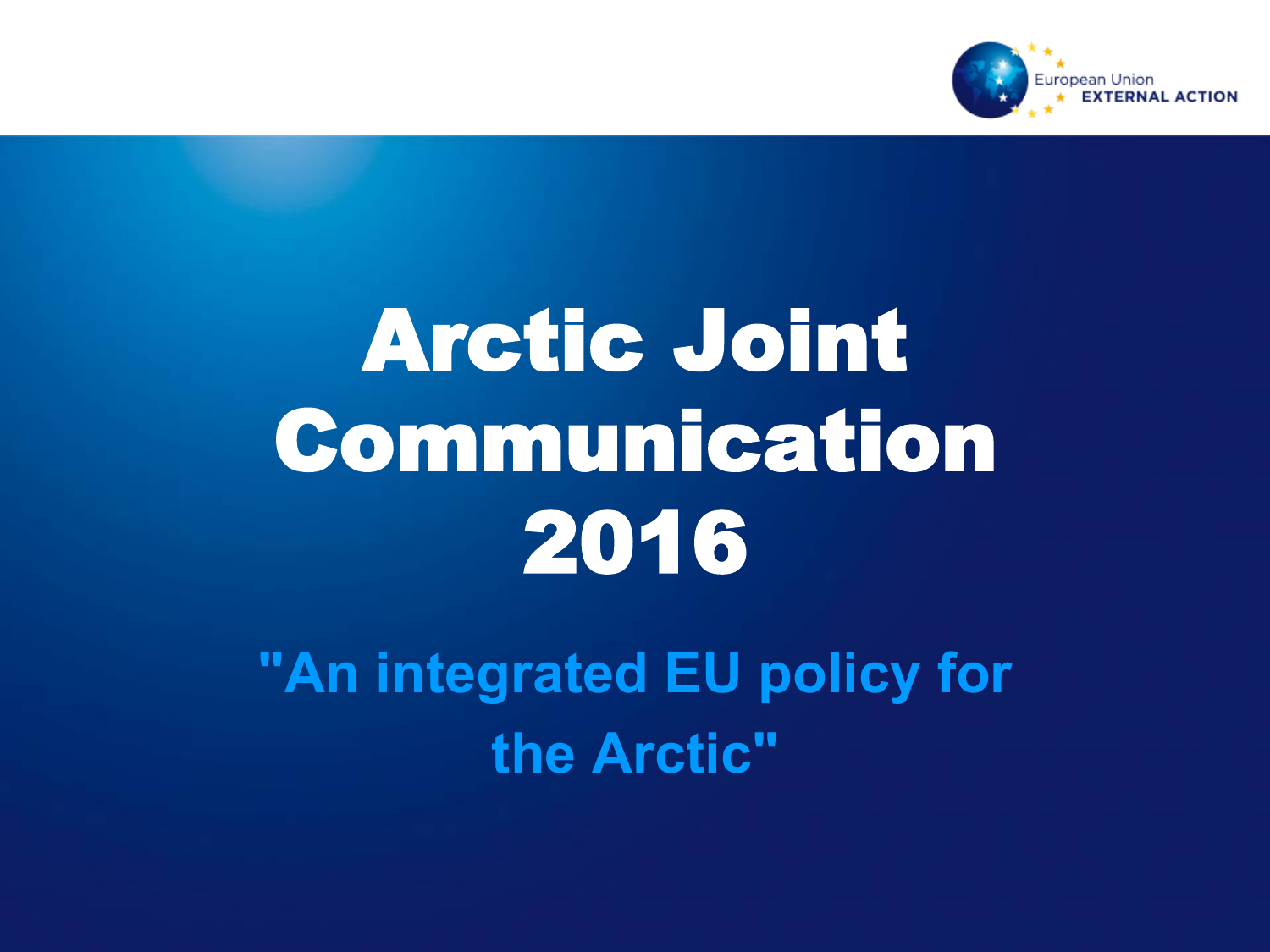European Union EXTERNAL ACTION

# Arctic Joint Communication 2016

## "An integrated EU policy for the Arctic"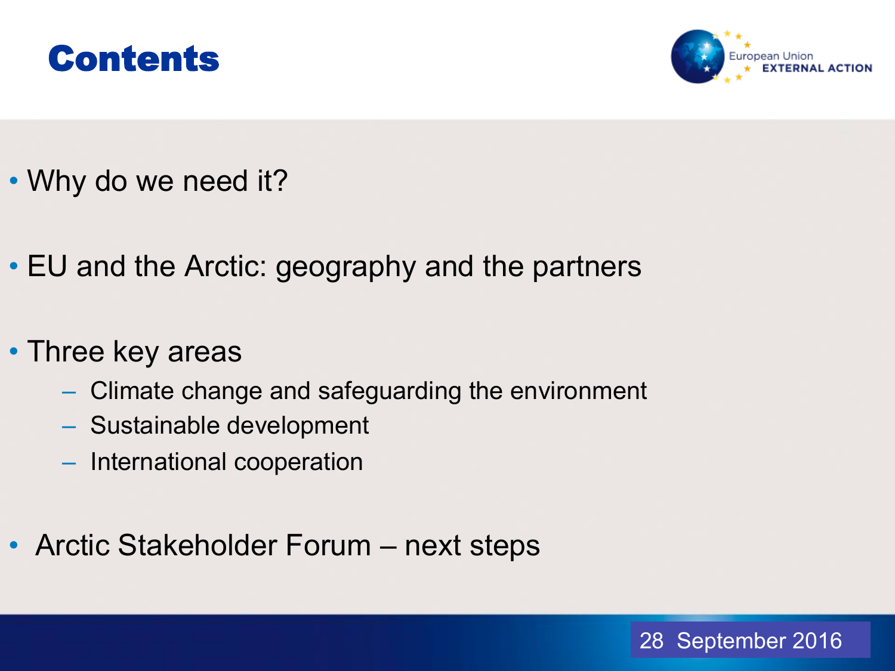# Contents

- Why do we need it?
- EU and the Arctic: geography and the partners
- Three key areas
  - Climate change and safeguarding the environment
  - Sustainable development
  - International cooperation
- Arctic Stakeholder Forum – next steps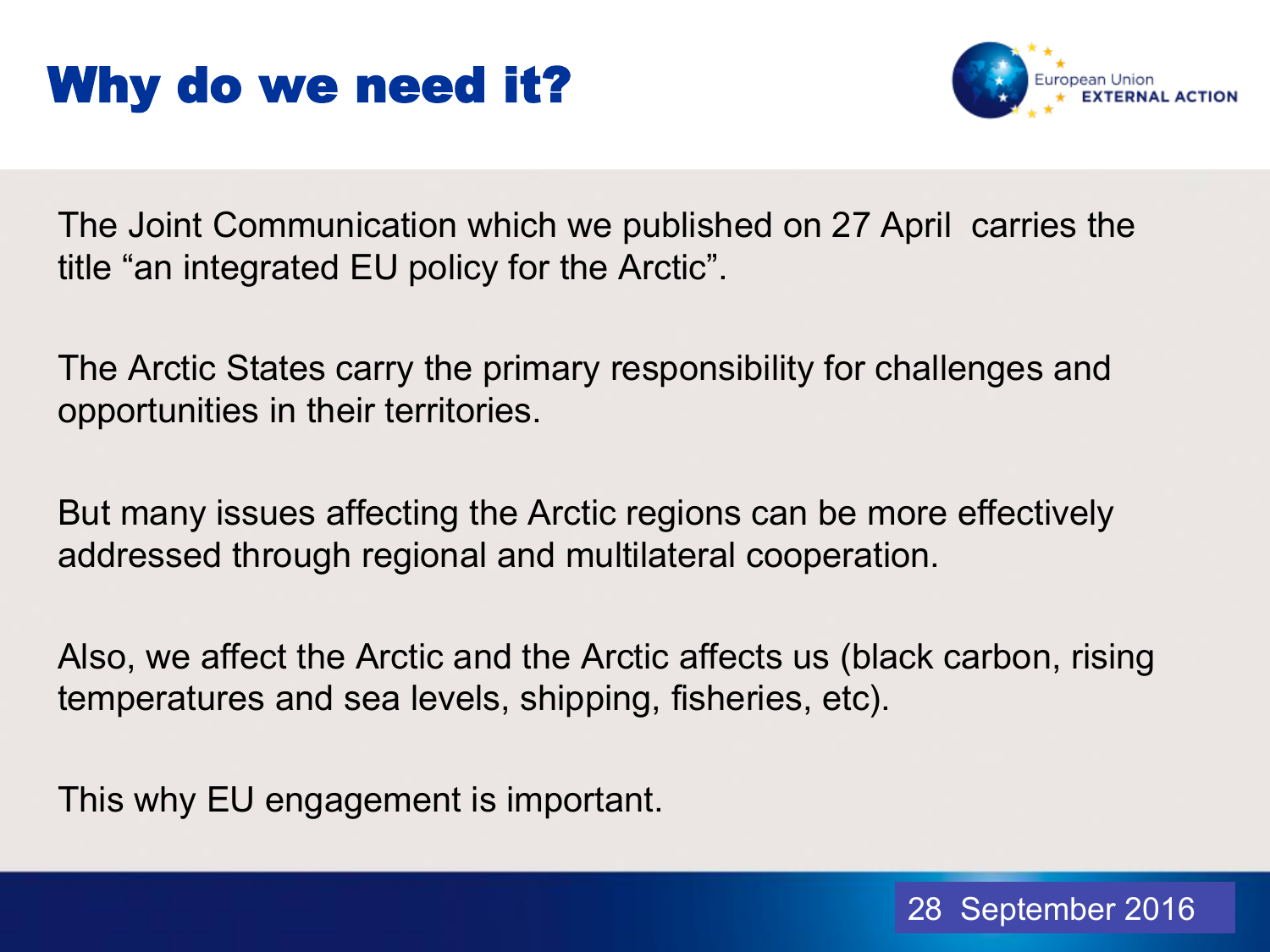# Why do we need it?

The Joint Communication which we published on 27 April carries the title “an integrated EU policy for the Arctic”.

The Arctic States carry the primary responsibility for challenges and opportunities in their territories.

But many issues affecting the Arctic regions can be more effectively addressed through regional and multilateral cooperation.

Also, we affect the Arctic and the Arctic affects us (black carbon, rising temperatures and sea levels, shipping, fisheries, etc).

This why EU engagement is important.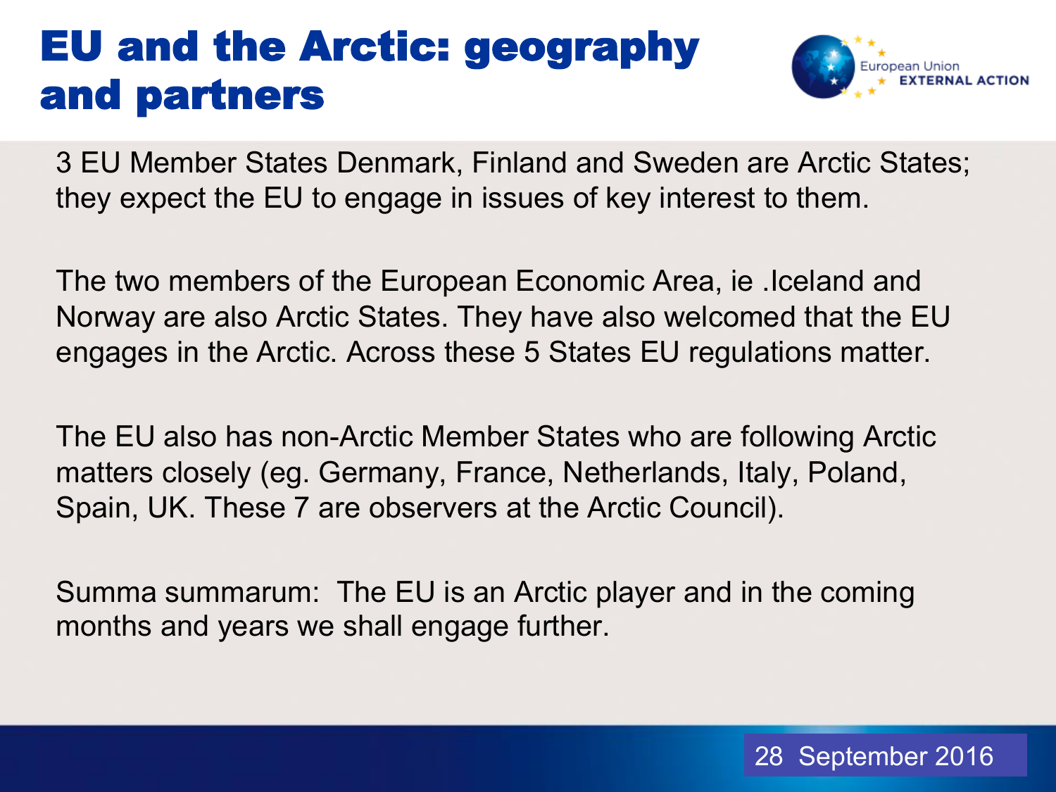# EU and the Arctic: geography and partners

3 EU Member States Denmark, Finland and Sweden are Arctic States; they expect the EU to engage in issues of key interest to them.

The two members of the European Economic Area, ie .Iceland and Norway are also Arctic States. They have also welcomed that the EU engages in the Arctic. Across these 5 States EU regulations matter.

The EU also has non-Arctic Member States who are following Arctic matters closely (eg. Germany, France, Netherlands, Italy, Poland, Spain, UK. These 7 are observers at the Arctic Council).

Summa summarum: The EU is an Arctic player and in the coming months and years we shall engage further.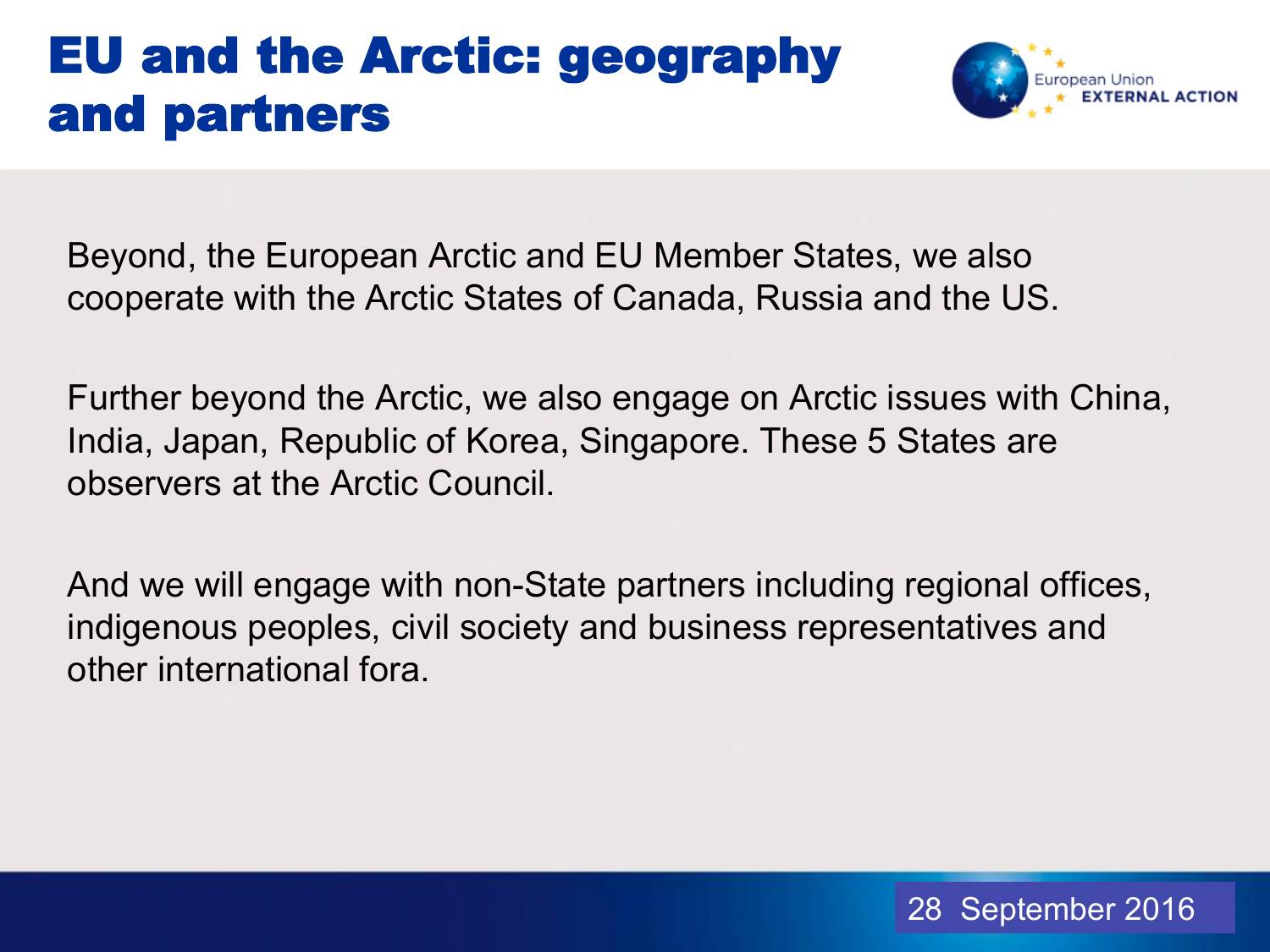# EU and the Arctic: geography and partners

Beyond, the European Arctic and EU Member States, we also cooperate with the Arctic States of Canada, Russia and the US.

Further beyond the Arctic, we also engage on Arctic issues with China, India, Japan, Republic of Korea, Singapore. These 5 States are observers at the Arctic Council.

And we will engage with non-State partners including regional offices, indigenous peoples, civil society and business representatives and other international fora.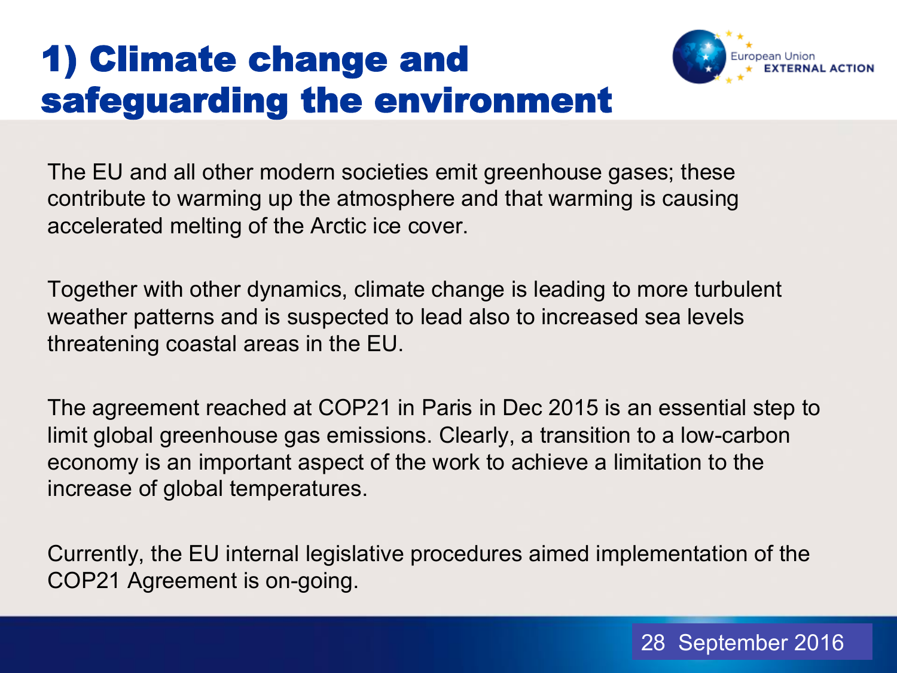# 1) Climate change and safeguarding the environment

The EU and all other modern societies emit greenhouse gases; these contribute to warming up the atmosphere and that warming is causing accelerated melting of the Arctic ice cover.

Together with other dynamics, climate change is leading to more turbulent weather patterns and is suspected to lead also to increased sea levels threatening coastal areas in the EU.

The agreement reached at COP21 in Paris in Dec 2015 is an essential step to limit global greenhouse gas emissions. Clearly, a transition to a low-carbon economy is an important aspect of the work to achieve a limitation to the increase of global temperatures.

Currently, the EU internal legislative procedures aimed implementation of the COP21 Agreement is on-going.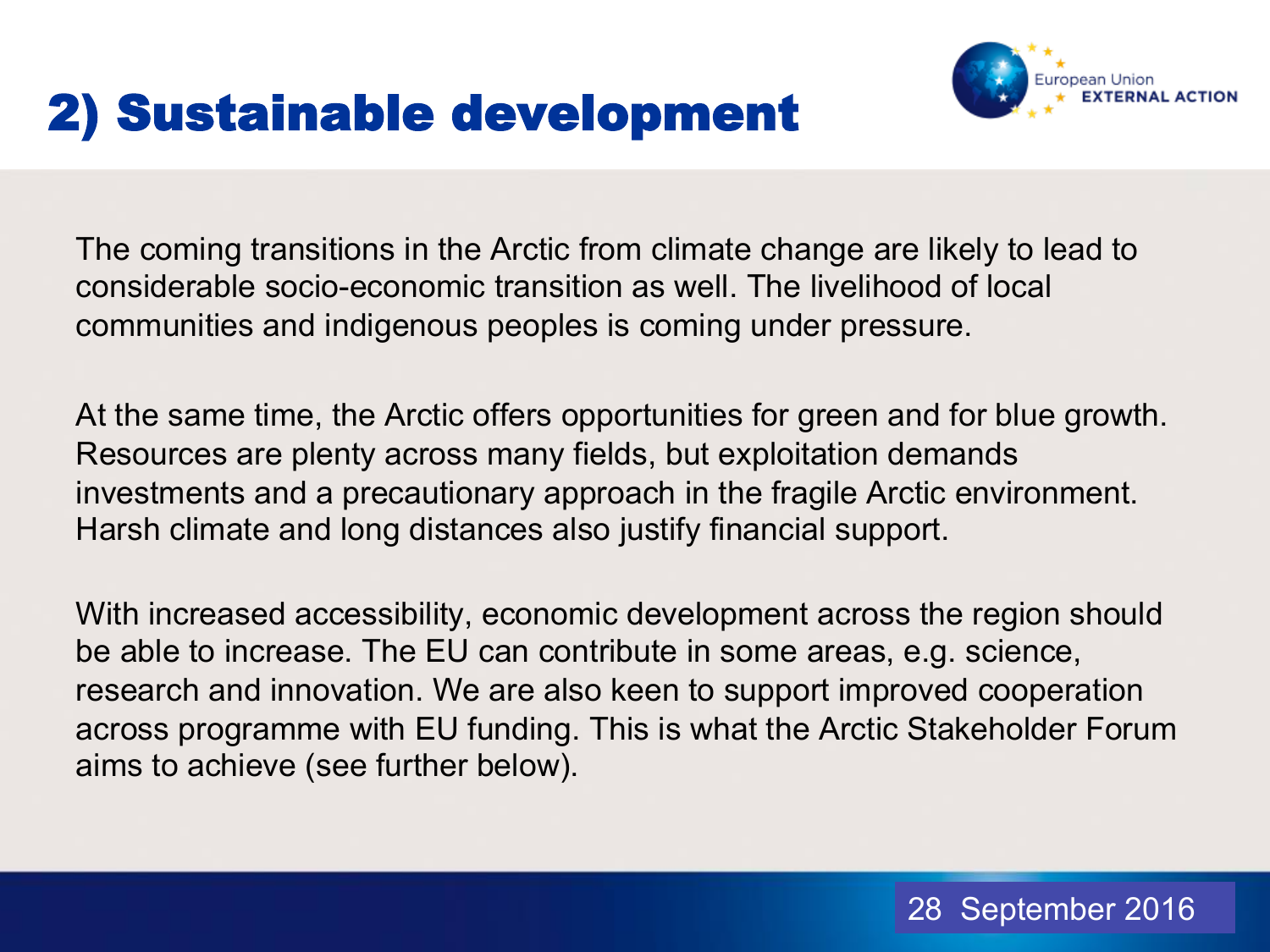# 2) Sustainable development

The coming transitions in the Arctic from climate change are likely to lead to considerable socio-economic transition as well. The livelihood of local communities and indigenous peoples is coming under pressure.

At the same time, the Arctic offers opportunities for green and for blue growth. Resources are plenty across many fields, but exploitation demands investments and a precautionary approach in the fragile Arctic environment. Harsh climate and long distances also justify financial support.

With increased accessibility, economic development across the region should be able to increase. The EU can contribute in some areas, e.g. science, research and innovation. We are also keen to support improved cooperation across programme with EU funding. This is what the Arctic Stakeholder Forum aims to achieve (see further below).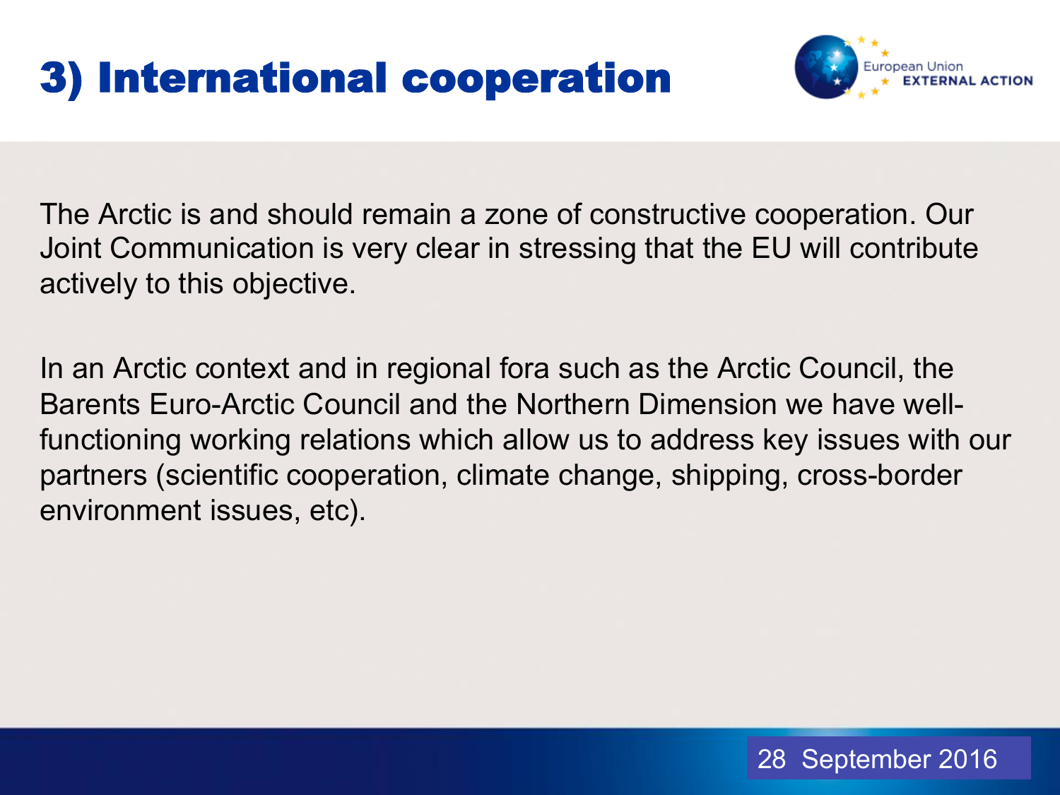# 3) International cooperation

The Arctic is and should remain a zone of constructive cooperation. Our Joint Communication is very clear in stressing that the EU will contribute actively to this objective.

In an Arctic context and in regional fora such as the Arctic Council, the Barents Euro-Arctic Council and the Northern Dimension we have well-functioning working relations which allow us to address key issues with our partners (scientific cooperation, climate change, shipping, cross-border environment issues, etc).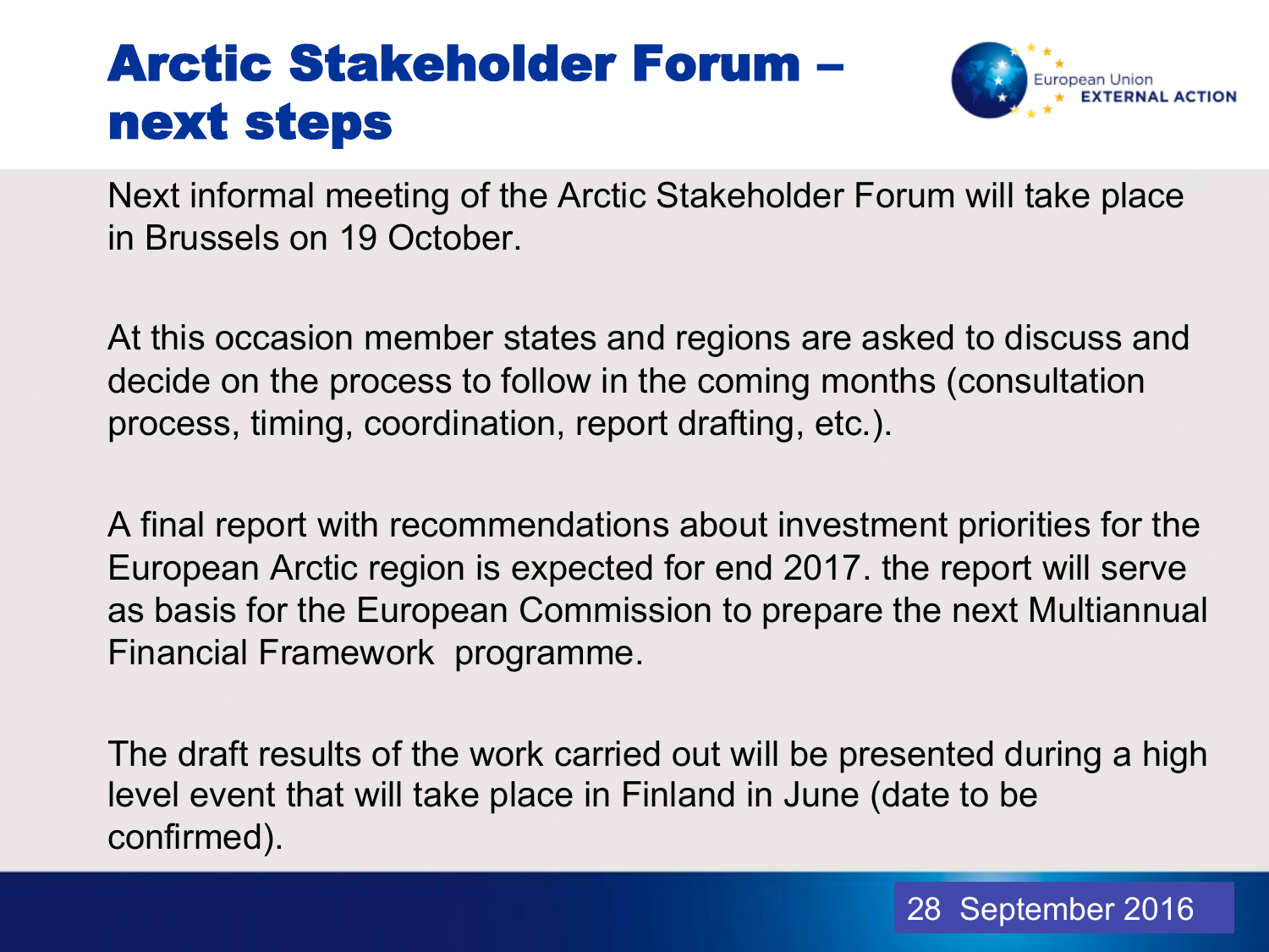# Arctic Stakeholder Forum – next steps

European Union EXTERNAL ACTION

Next informal meeting of the Arctic Stakeholder Forum will take place in Brussels on 19 October.

At this occasion member states and regions are asked to discuss and decide on the process to follow in the coming months (consultation process, timing, coordination, report drafting, etc.).

A final report with recommendations about investment priorities for the European Arctic region is expected for end 2017. the report will serve as basis for the European Commission to prepare the next Multiannual Financial Framework programme.

The draft results of the work carried out will be presented during a high level event that will take place in Finland in June (date to be confirmed).

28 September 2016